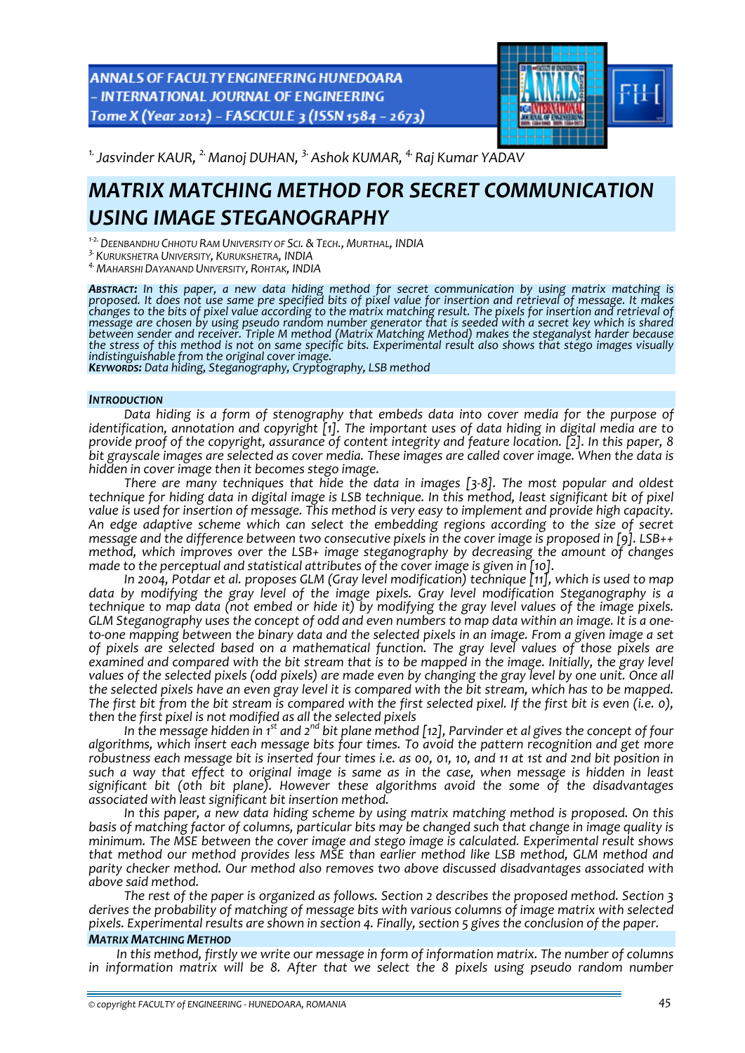[1.] Jasvinder KAUR, [2.] Manoj DUHAN, [3.] Ashok KUMAR, [4.] Raj Kumar YADAV

# MATRIX MATCHING METHOD FOR SECRET COMMUNICATION USING IMAGE STEGANOGRAPHY

[1-2.] DEENBANDHU CHHOTU RAM UNIVERSITY OF SCI. & TECH., MURTHAL, INDIA
[3.] KURUKSHETRA UNIVERSITY, KURUKSHETRA, INDIA
[4.] MAHARSHI DAYANAND UNIVERSITY, ROHTAK, INDIA

***ABSTRACT:*** *In this paper, a new data hiding method for secret communication by using matrix matching is proposed. It does not use same pre specified bits of pixel value for insertion and retrieval of message. It makes changes to the bits of pixel value according to the matrix matching result. The pixels for insertion and retrieval of message are chosen by using pseudo random number generator that is seeded with a secret key which is shared between sender and receiver. Triple M method (Matrix Matching Method) makes the steganalyst harder because the stress of this method is not on same specific bits. Experimental result also shows that stego images visually indistinguishable from the original cover image.*
***KEYWORDS:*** *Data hiding, Steganography, Cryptography, LSB method*

## INTRODUCTION

*Data hiding is a form of stenography that embeds data into cover media for the purpose of identification, annotation and copyright [1]. The important uses of data hiding in digital media are to provide proof of the copyright, assurance of content integrity and feature location. [2]. In this paper, 8 bit grayscale images are selected as cover media. These images are called cover image. When the data is hidden in cover image then it becomes stego image.*

*There are many techniques that hide the data in images [3-8]. The most popular and oldest technique for hiding data in digital image is LSB technique. In this method, least significant bit of pixel value is used for insertion of message. This method is very easy to implement and provide high capacity. An edge adaptive scheme which can select the embedding regions according to the size of secret message and the difference between two consecutive pixels in the cover image is proposed in [9]. LSB++ method, which improves over the LSB+ image steganography by decreasing the amount of changes made to the perceptual and statistical attributes of the cover image is given in [10].*

*In 2004, Potdar et al. proposes GLM (Gray level modification) technique [11], which is used to map data by modifying the gray level of the image pixels. Gray level modification Steganography is a technique to map data (not embed or hide it) by modifying the gray level values of the image pixels. GLM Steganography uses the concept of odd and even numbers to map data within an image. It is a one-to-one mapping between the binary data and the selected pixels in an image. From a given image a set of pixels are selected based on a mathematical function. The gray level values of those pixels are examined and compared with the bit stream that is to be mapped in the image. Initially, the gray level values of the selected pixels (odd pixels) are made even by changing the gray level by one unit. Once all the selected pixels have an even gray level it is compared with the bit stream, which has to be mapped. The first bit from the bit stream is compared with the first selected pixel. If the first bit is even (i.e. 0), then the first pixel is not modified as all the selected pixels*

*In the message hidden in 1st and 2nd bit plane method [12], Parvinder et al gives the concept of four algorithms, which insert each message bits four times. To avoid the pattern recognition and get more robustness each message bit is inserted four times i.e. as 00, 01, 10, and 11 at 1st and 2nd bit position in such a way that effect to original image is same as in the case, when message is hidden in least significant bit (0th bit plane). However these algorithms avoid the some of the disadvantages associated with least significant bit insertion method.*

*In this paper, a new data hiding scheme by using matrix matching method is proposed. On this basis of matching factor of columns, particular bits may be changed such that change in image quality is minimum. The MSE between the cover image and stego image is calculated. Experimental result shows that method our method provides less MSE than earlier method like LSB method, GLM method and parity checker method. Our method also removes two above discussed disadvantages associated with above said method.*

*The rest of the paper is organized as follows. Section 2 describes the proposed method. Section 3 derives the probability of matching of message bits with various columns of image matrix with selected pixels. Experimental results are shown in section 4. Finally, section 5 gives the conclusion of the paper.*

## MATRIX MATCHING METHOD

*In this method, firstly we write our message in form of information matrix. The number of columns in information matrix will be 8. After that we select the 8 pixels using pseudo random number*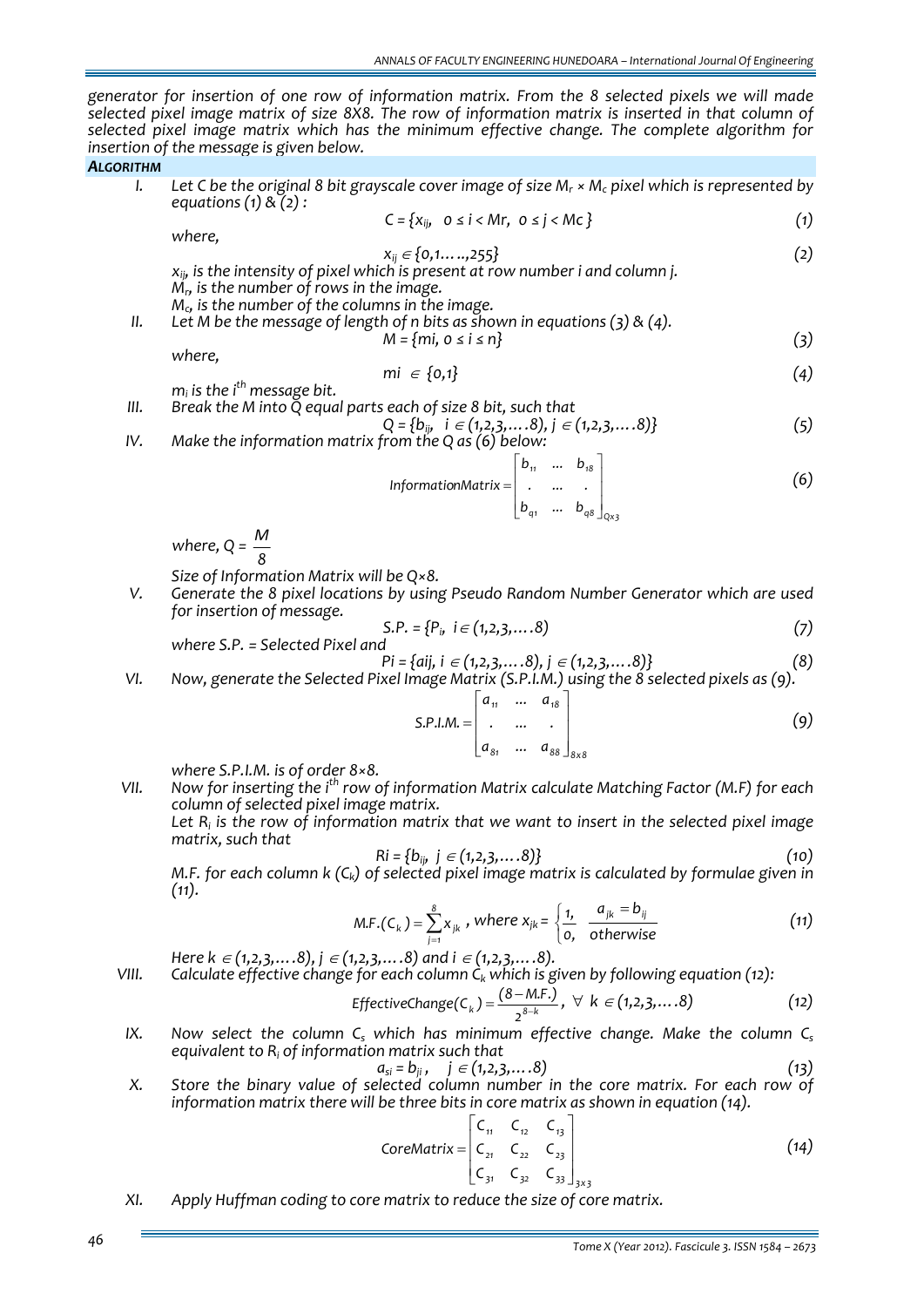*generator for insertion of one row of information matrix. From the 8 selected pixels we will made selected pixel image matrix of size 8X8. The row of information matrix is inserted in that column of selected pixel image matrix which has the minimum effective change. The complete algorithm for insertion of the message is given below.*

***ALGORITHM***

I. *Let C be the original 8 bit grayscale cover image of size $M_r \times M_c$ pixel which is represented by equations (1) & (2) :*

$$C = \{x_{ij},\ \ 0 \le i < Mr,\ \ 0 \le j < Mc\} \tag{1}$$

*where,*

$$x_{ij} \in \{0,1.....,255\} \tag{2}$$

*$x_{ij}$, is the intensity of pixel which is present at row number i and column j.*
*$M_r$, is the number of rows in the image.*
*$M_c$, is the number of the columns in the image.*

II. *Let M be the message of length of n bits as shown in equations (3) & (4).*

$$M = \{mi,\ 0 \le i \le n\} \tag{3}$$

*where,*

$$mi \in \{0,1\} \tag{4}$$

*$m_i$ is the $i^{th}$ message bit.*

III. *Break the M into Q equal parts each of size 8 bit, such that*

$$Q = \{b_{ij},\ \ i \in (1,2,3,....8),\ j \in (1,2,3,....8)\} \tag{5}$$

IV. *Make the information matrix from the Q as (6) below:*

$$InformationMatrix = \begin{bmatrix} b_{11} & ... & b_{18} \\ . & ... & . \\ b_{q1} & ... & b_{q8} \end{bmatrix}_{Qx3} \tag{6}$$

*where, Q = $\frac{M}{8}$*

*Size of Information Matrix will be Q×8.*

V. *Generate the 8 pixel locations by using Pseudo Random Number Generator which are used for insertion of message.*

$$S.P. = \{P_i,\ i \in (1,2,3,....8)\} \tag{7}$$

*where S.P. = Selected Pixel and*

$$Pi = \{aij,\ i \in (1,2,3,....8),\ j \in (1,2,3,....8)\} \tag{8}$$

VI. *Now, generate the Selected Pixel Image Matrix (S.P.I.M.) using the 8 selected pixels as (9).*

$$S.P.I.M. = \begin{bmatrix} a_{11} & ... & a_{18} \\ . & ... & . \\ a_{81} & ... & a_{88} \end{bmatrix}_{8x8} \tag{9}$$

*where S.P.I.M. is of order 8×8.*

VII. *Now for inserting the $i^{th}$ row of information Matrix calculate Matching Factor (M.F) for each column of selected pixel image matrix.*

*Let $R_i$ is the row of information matrix that we want to insert in the selected pixel image matrix, such that*

$$Ri = \{b_{ij},\ j \in (1,2,3,....8)\} \tag{10}$$

*M.F. for each column k ($C_k$) of selected pixel image matrix is calculated by formulae given in (11).*

$$M.F.(C_k) = \sum_{j=1}^{8} x_{jk}\ ,\ where\ x_{jk} = \begin{cases} 1, & a_{jk} = b_{ij} \\ 0, & otherwise \end{cases} \tag{11}$$

*Here $k \in (1,2,3,....8)$, $j \in (1,2,3,....8)$ and $i \in (1,2,3,....8)$.*

VIII. *Calculate effective change for each column $C_k$ which is given by following equation (12):*

$$EffectiveChange(C_k) = \frac{(8 - M.F.)}{2^{8-k}},\ \ \forall\ k \in (1,2,3,....8) \tag{12}$$

IX. *Now select the column $C_s$ which has minimum effective change. Make the column $C_s$ equivalent to $R_i$ of information matrix such that*

$$a_{si} = b_{ji},\ \ \ j \in (1,2,3,....8) \tag{13}$$

X. *Store the binary value of selected column number in the core matrix. For each row of information matrix there will be three bits in core matrix as shown in equation (14).*

$$CoreMatrix = \begin{bmatrix} C_{11} & C_{12} & C_{13} \\ C_{21} & C_{22} & C_{23} \\ C_{31} & C_{32} & C_{33} \end{bmatrix}_{3x3} \tag{14}$$

XI. *Apply Huffman coding to core matrix to reduce the size of core matrix.*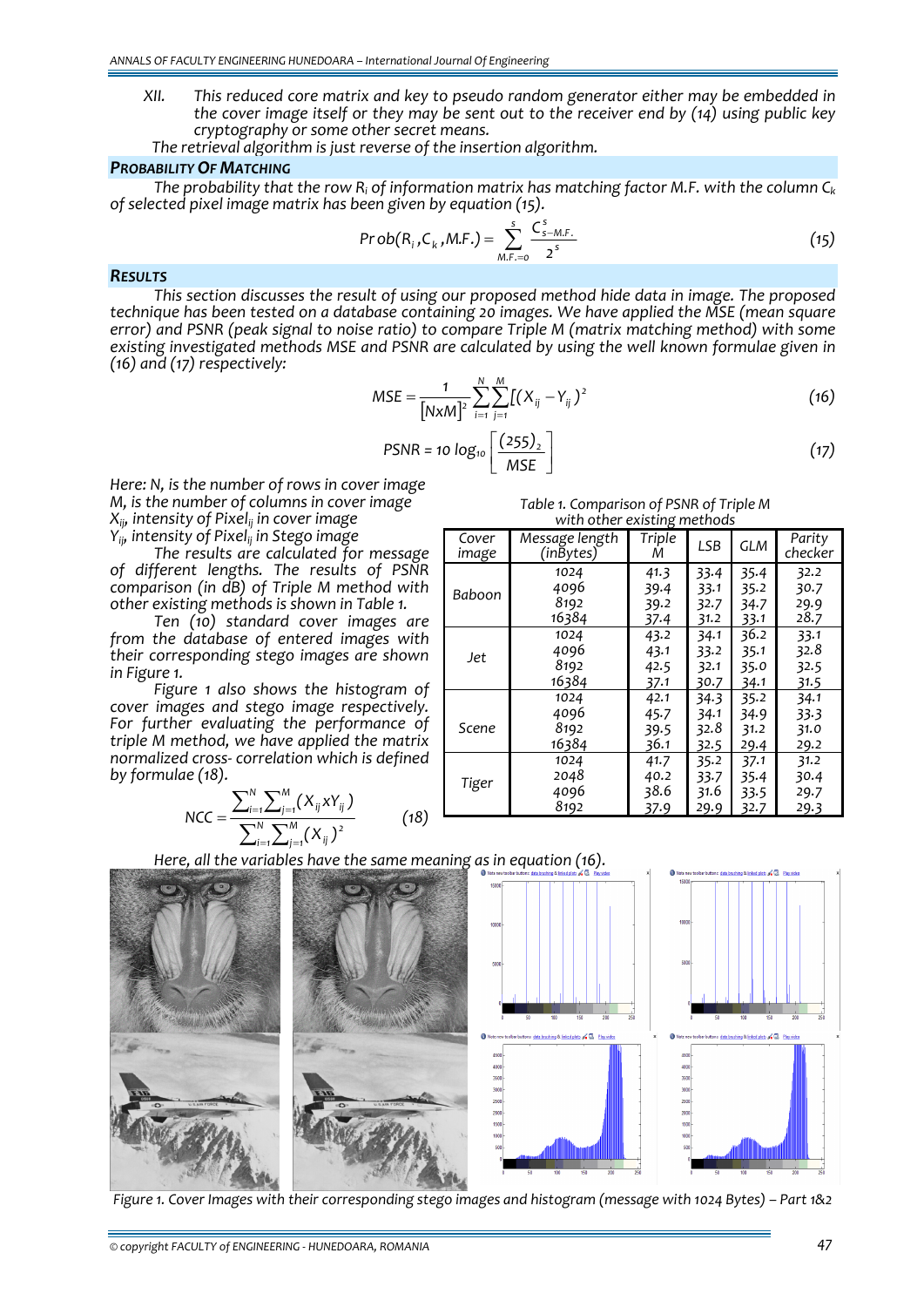XII. This reduced core matrix and key to pseudo random generator either may be embedded in the cover image itself or they may be sent out to the receiver end by (14) using public key cryptography or some other secret means.

The retrieval algorithm is just reverse of the insertion algorithm.

## PROBABILITY OF MATCHING

The probability that the row $R_i$ of information matrix has matching factor M.F. with the column $C_k$ of selected pixel image matrix has been given by equation (15).

$$Prob(R_i, C_k, M.F.) = \sum_{M.F.=0}^{s} \frac{C_{s-M.F.}^{s}}{2^s} \quad (15)$$

## RESULTS

This section discusses the result of using our proposed method hide data in image. The proposed technique has been tested on a database containing 20 images. We have applied the MSE (mean square error) and PSNR (peak signal to noise ratio) to compare Triple M (matrix matching method) with some existing investigated methods MSE and PSNR are calculated by using the well known formulae given in (16) and (17) respectively:

$$MSE = \frac{1}{[NxM]^2} \sum_{i=1}^{N} \sum_{j=1}^{M} [(X_{ij} - Y_{ij})^2 \quad (16)$$

$$PSNR = 10 \log_{10} \left[ \frac{(255)_2}{MSE} \right] \quad (17)$$

Here: N, is the number of rows in cover image
M, is the number of columns in cover image
$X_{ij}$, intensity of $Pixel_{ij}$ in cover image
$Y_{ij}$, intensity of $Pixel_{ij}$ in Stego image

The results are calculated for message of different lengths. The results of PSNR comparison (in dB) of Triple M method with other existing methods is shown in Table 1.

Ten (10) standard cover images are from the database of entered images with their corresponding stego images are shown in Figure 1.

Figure 1 also shows the histogram of cover images and stego image respectively. For further evaluating the performance of triple M method, we have applied the matrix normalized cross- correlation which is defined by formulae (18).

$$NCC = \frac{\sum_{i=1}^{N} \sum_{j=1}^{M} (X_{ij} x Y_{ij})}{\sum_{i=1}^{N} \sum_{j=1}^{M} (X_{ij})^2} \quad (18)$$

Here, all the variables have the same meaning as in equation (16).

Table 1. Comparison of PSNR of Triple M with other existing methods

| Cover image | Message length (inBytes) | Triple M | LSB | GLM | Parity checker |
|---|---|---|---|---|---|
| Baboon | 1024 | 41.3 | 33.4 | 35.4 | 32.2 |
| | 4096 | 39.4 | 33.1 | 35.2 | 30.7 |
| | 8192 | 39.2 | 32.7 | 34.7 | 29.9 |
| | 16384 | 37.4 | 31.2 | 33.1 | 28.7 |
| Jet | 1024 | 43.2 | 34.1 | 36.2 | 33.1 |
| | 4096 | 43.1 | 33.2 | 35.1 | 32.8 |
| | 8192 | 42.5 | 32.1 | 35.0 | 32.5 |
| | 16384 | 37.1 | 30.7 | 34.1 | 31.5 |
| Scene | 1024 | 42.1 | 34.3 | 35.2 | 34.1 |
| | 4096 | 45.7 | 34.1 | 34.9 | 33.3 |
| | 8192 | 39.5 | 32.8 | 31.2 | 31.0 |
| | 16384 | 36.1 | 32.5 | 29.4 | 29.2 |
| Tiger | 1024 | 41.7 | 35.2 | 37.1 | 31.2 |
| | 2048 | 40.2 | 33.7 | 35.4 | 30.4 |
| | 4096 | 38.6 | 31.6 | 33.5 | 29.7 |
| | 8192 | 37.9 | 29.9 | 32.7 | 29.3 |

Figure 1. Cover Images with their corresponding stego images and histogram (message with 1024 Bytes) – Part 1&2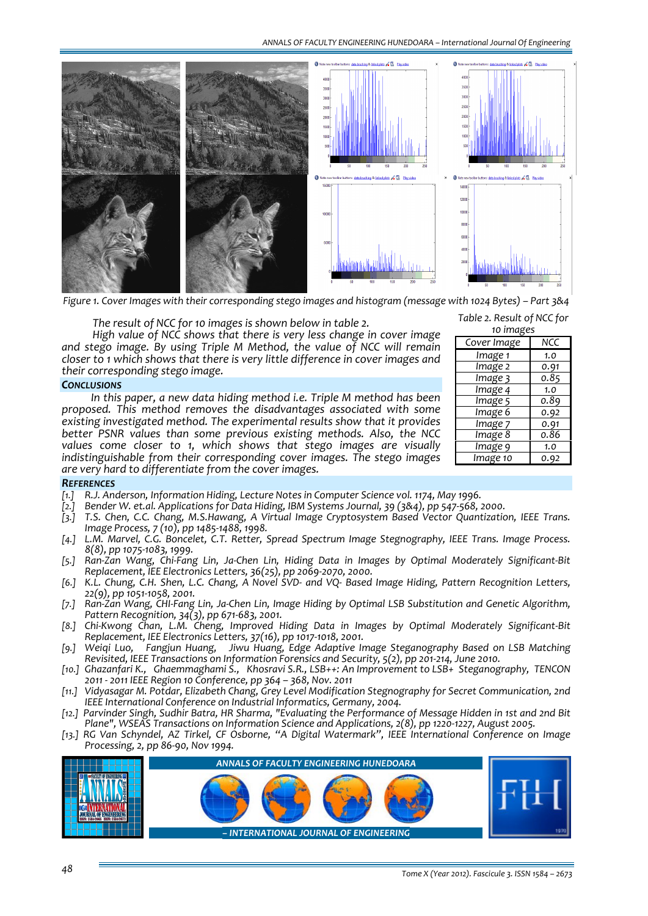Figure 1. Cover Images with their corresponding stego images and histogram (message with 1024 Bytes) – Part 3&4

The result of NCC for 10 images is shown below in table 2.

High value of NCC shows that there is very less change in cover image and stego image. By using Triple M Method, the value of NCC will remain closer to 1 which shows that there is very little difference in cover images and their corresponding stego image.

Table 2. Result of NCC for 10 images

| Cover Image | NCC |
|---|---|
| Image 1 | 1.0 |
| Image 2 | 0.91 |
| Image 3 | 0.85 |
| Image 4 | 1.0 |
| Image 5 | 0.89 |
| Image 6 | 0.92 |
| Image 7 | 0.91 |
| Image 8 | 0.86 |
| Image 9 | 1.0 |
| Image 10 | 0.92 |

## CONCLUSIONS

In this paper, a new data hiding method i.e. Triple M method has been proposed. This method removes the disadvantages associated with some existing investigated method. The experimental results show that it provides better PSNR values than some previous existing methods. Also, the NCC values come closer to 1, which shows that stego images are visually indistinguishable from their corresponding cover images. The stego images are very hard to differentiate from the cover images.

## REFERENCES

[1.] R.J. Anderson, Information Hiding, Lecture Notes in Computer Science vol. 1174, May 1996.
[2.] Bender W. et.al. Applications for Data Hiding, IBM Systems Journal, 39 (3&4), pp 547-568, 2000.
[3.] T.S. Chen, C.C. Chang, M.S.Hawang, A Virtual Image Cryptosystem Based Vector Quantization, IEEE Trans. Image Process, 7 (10), pp 1485-1488, 1998.
[4.] L.M. Marvel, C.G. Boncelet, C.T. Retter, Spread Spectrum Image Stegnography, IEEE Trans. Image Process. 8(8), pp 1075-1083, 1999.
[5.] Ran-Zan Wang, Chi-Fang Lin, Ja-Chen Lin, Hiding Data in Images by Optimal Moderately Significant-Bit Replacement, IEE Electronics Letters, 36(25), pp 2069-2070, 2000.
[6.] K.L. Chung, C.H. Shen, L.C. Chang, A Novel SVD- and VQ- Based Image Hiding, Pattern Recognition Letters, 22(9), pp 1051-1058, 2001.
[7.] Ran-Zan Wang, CHI-Fang Lin, Ja-Chen Lin, Image Hiding by Optimal LSB Substitution and Genetic Algorithm, Pattern Recognition, 34(3), pp 671-683, 2001.
[8.] Chi-Kwong Chan, L.M. Cheng, Improved Hiding Data in Images by Optimal Moderately Significant-Bit Replacement, IEE Electronics Letters, 37(16), pp 1017-1018, 2001.
[9.] Weiqi Luo, Fangjun Huang, Jiwu Huang, Edge Adaptive Image Steganography Based on LSB Matching Revisited, IEEE Transactions on Information Forensics and Security, 5(2), pp 201-214, June 2010.
[10.] Ghazanfari K., Ghaemmaghami S., Khosravi S.R., LSB++: An Improvement to LSB+ Steganography, TENCON 2011 - 2011 IEEE Region 10 Conference, pp 364 – 368, Nov. 2011
[11.] Vidyasagar M. Potdar, Elizabeth Chang, Grey Level Modification Stegnography for Secret Communication, 2nd IEEE International Conference on Industrial Informatics, Germany, 2004.
[12.] Parvinder Singh, Sudhir Batra, HR Sharma, "Evaluating the Performance of Message Hidden in 1st and 2nd Bit Plane", WSEAS Transactions on Information Science and Applications, 2(8), pp 1220-1227, August 2005.
[13.] RG Van Schyndel, AZ Tirkel, CF Osborne, "A Digital Watermark", IEEE International Conference on Image Processing, 2, pp 86-90, Nov 1994.